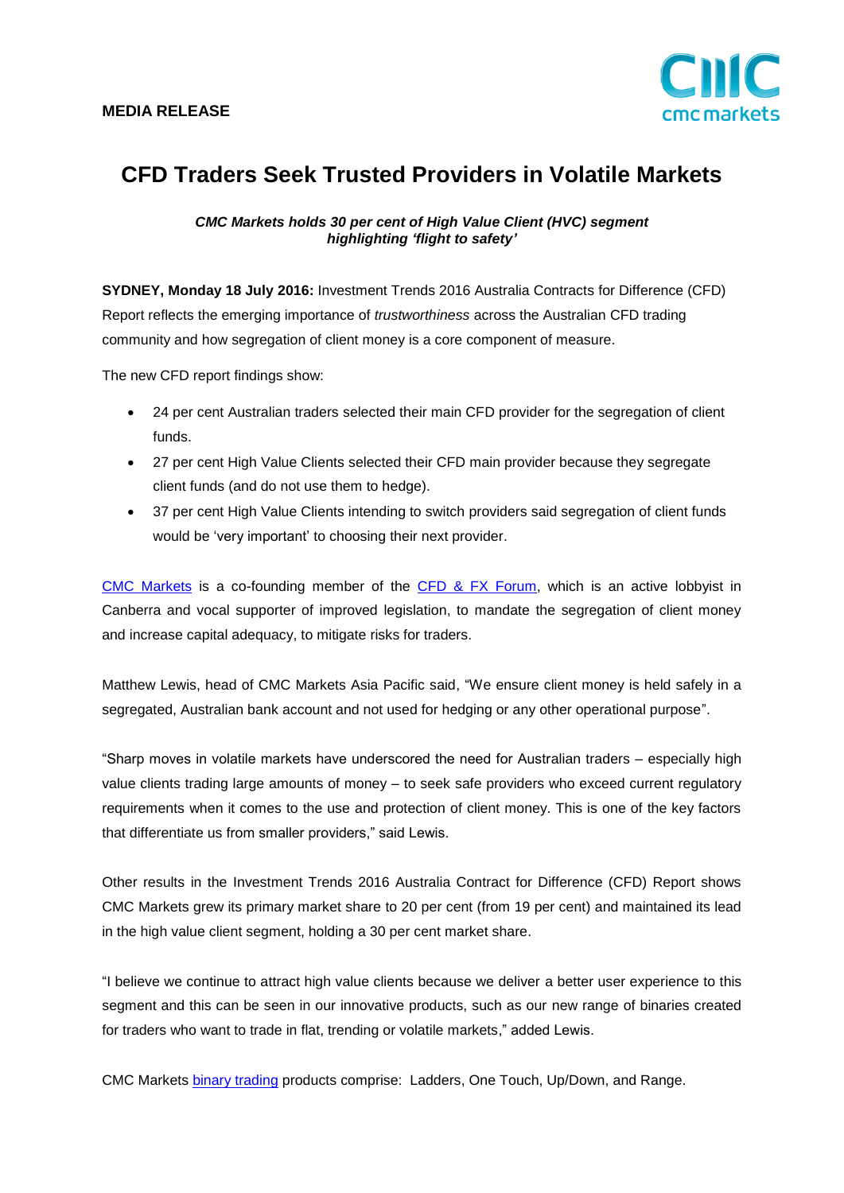**MEDIA RELEASE**

# CFD Traders Seek Trusted Providers in Volatile Markets

***CMC Markets holds 30 per cent of High Value Client (HVC) segment highlighting 'flight to safety'***

**SYDNEY, Monday 18 July 2016:** Investment Trends 2016 Australia Contracts for Difference (CFD) Report reflects the emerging importance of *trustworthiness* across the Australian CFD trading community and how segregation of client money is a core component of measure.

The new CFD report findings show:

- 24 per cent Australian traders selected their main CFD provider for the segregation of client funds.
- 27 per cent High Value Clients selected their CFD main provider because they segregate client funds (and do not use them to hedge).
- 37 per cent High Value Clients intending to switch providers said segregation of client funds would be 'very important' to choosing their next provider.

CMC Markets is a co-founding member of the CFD & FX Forum, which is an active lobbyist in Canberra and vocal supporter of improved legislation, to mandate the segregation of client money and increase capital adequacy, to mitigate risks for traders.

Matthew Lewis, head of CMC Markets Asia Pacific said, "We ensure client money is held safely in a segregated, Australian bank account and not used for hedging or any other operational purpose".

"Sharp moves in volatile markets have underscored the need for Australian traders – especially high value clients trading large amounts of money – to seek safe providers who exceed current regulatory requirements when it comes to the use and protection of client money. This is one of the key factors that differentiate us from smaller providers," said Lewis.

Other results in the Investment Trends 2016 Australia Contract for Difference (CFD) Report shows CMC Markets grew its primary market share to 20 per cent (from 19 per cent) and maintained its lead in the high value client segment, holding a 30 per cent market share.

"I believe we continue to attract high value clients because we deliver a better user experience to this segment and this can be seen in our innovative products, such as our new range of binaries created for traders who want to trade in flat, trending or volatile markets," added Lewis.

CMC Markets binary trading products comprise: Ladders, One Touch, Up/Down, and Range.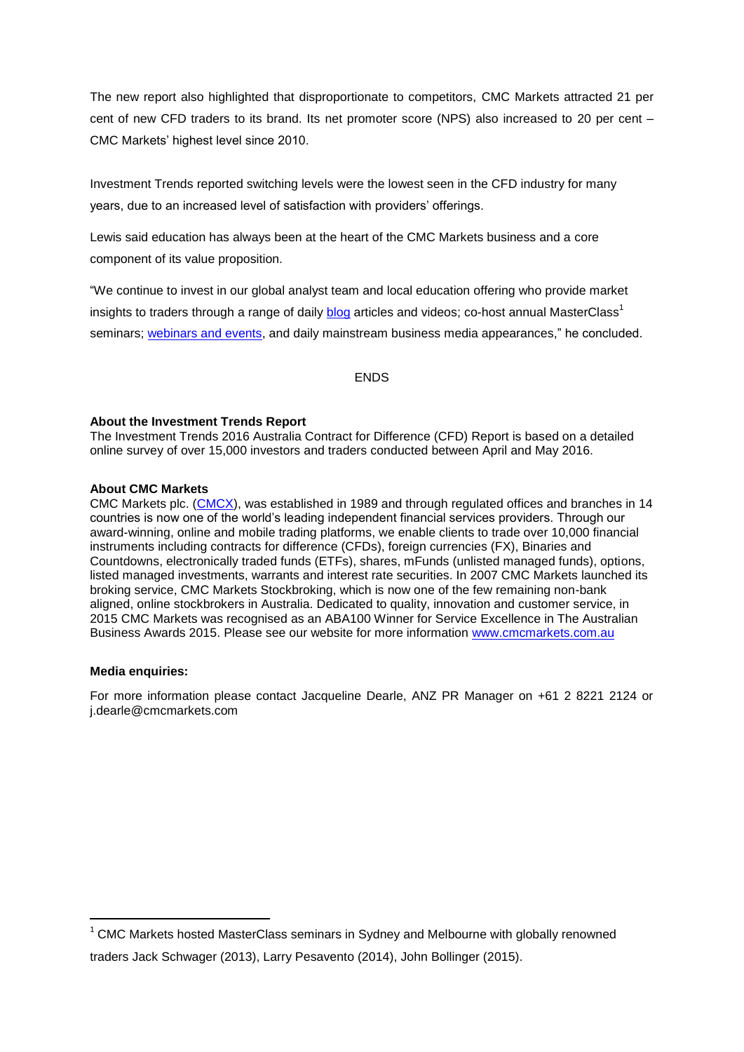The new report also highlighted that disproportionate to competitors, CMC Markets attracted 21 per cent of new CFD traders to its brand. Its net promoter score (NPS) also increased to 20 per cent – CMC Markets' highest level since 2010.

Investment Trends reported switching levels were the lowest seen in the CFD industry for many years, due to an increased level of satisfaction with providers' offerings.

Lewis said education has always been at the heart of the CMC Markets business and a core component of its value proposition.

"We continue to invest in our global analyst team and local education offering who provide market insights to traders through a range of daily blog articles and videos; co-host annual MasterClass[1] seminars; webinars and events, and daily mainstream business media appearances," he concluded.

ENDS

**About the Investment Trends Report**

The Investment Trends 2016 Australia Contract for Difference (CFD) Report is based on a detailed online survey of over 15,000 investors and traders conducted between April and May 2016.

**About CMC Markets**

CMC Markets plc. (CMCX), was established in 1989 and through regulated offices and branches in 14 countries is now one of the world's leading independent financial services providers. Through our award-winning, online and mobile trading platforms, we enable clients to trade over 10,000 financial instruments including contracts for difference (CFDs), foreign currencies (FX), Binaries and Countdowns, electronically traded funds (ETFs), shares, mFunds (unlisted managed funds), options, listed managed investments, warrants and interest rate securities. In 2007 CMC Markets launched its broking service, CMC Markets Stockbroking, which is now one of the few remaining non-bank aligned, online stockbrokers in Australia. Dedicated to quality, innovation and customer service, in 2015 CMC Markets was recognised as an ABA100 Winner for Service Excellence in The Australian Business Awards 2015. Please see our website for more information www.cmcmarkets.com.au

**Media enquiries:**

For more information please contact Jacqueline Dearle, ANZ PR Manager on +61 2 8221 2124 or j.dearle@cmcmarkets.com

[1] CMC Markets hosted MasterClass seminars in Sydney and Melbourne with globally renowned traders Jack Schwager (2013), Larry Pesavento (2014), John Bollinger (2015).